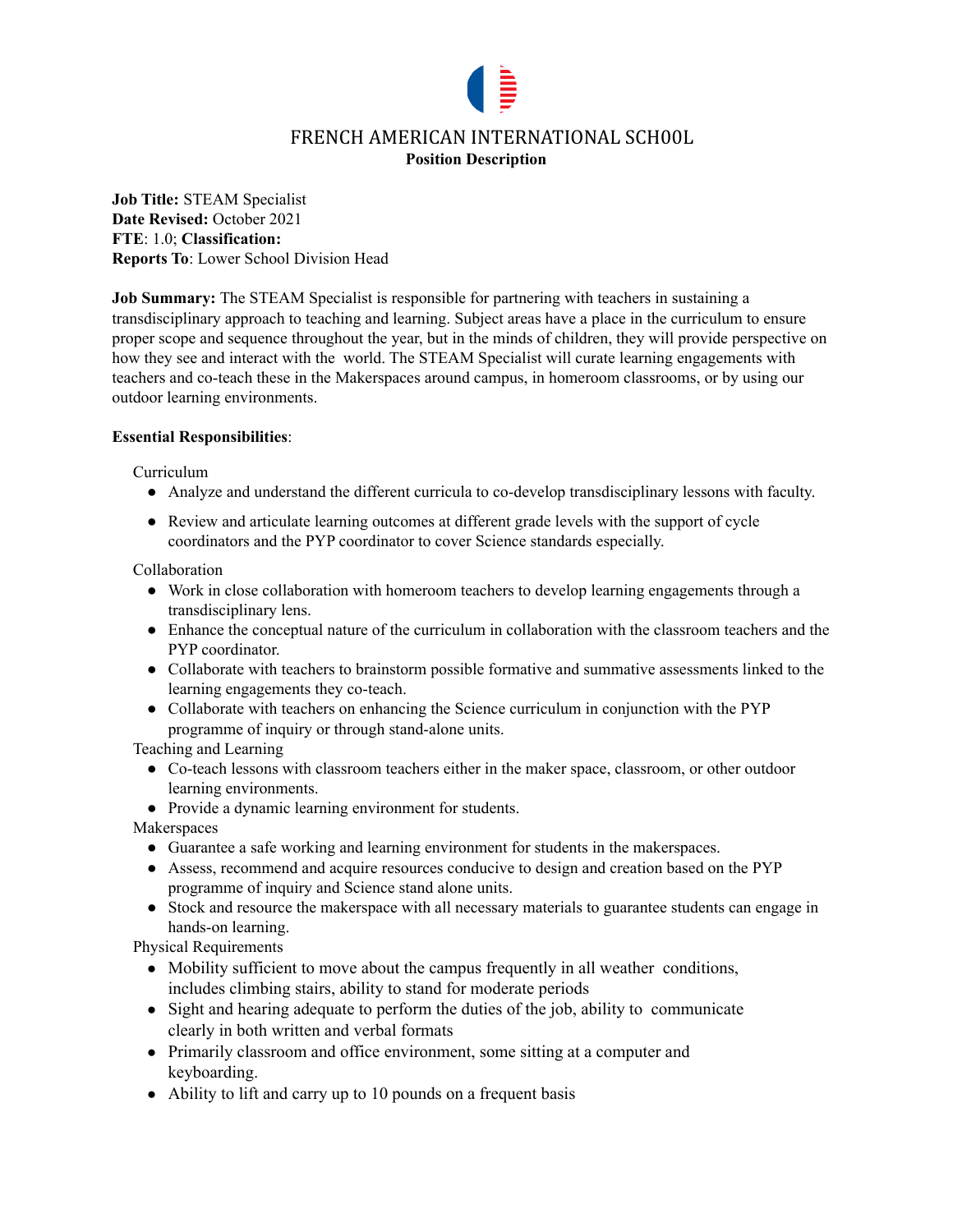# FRENCH AMERICAN INTERNATIONAL SCHOOL

**Position Description**

**Job Title:** STEAM Specialist
**Date Revised:** October 2021
**FTE**: 1.0; **Classification:**
**Reports To**: Lower School Division Head

**Job Summary:** The STEAM Specialist is responsible for partnering with teachers in sustaining a transdisciplinary approach to teaching and learning. Subject areas have a place in the curriculum to ensure proper scope and sequence throughout the year, but in the minds of children, they will provide perspective on how they see and interact with the world. The STEAM Specialist will curate learning engagements with teachers and co-teach these in the Makerspaces around campus, in homeroom classrooms, or by using our outdoor learning environments.

**Essential Responsibilities**:

Curriculum

- Analyze and understand the different curricula to co-develop transdisciplinary lessons with faculty.
- Review and articulate learning outcomes at different grade levels with the support of cycle coordinators and the PYP coordinator to cover Science standards especially.

Collaboration

- Work in close collaboration with homeroom teachers to develop learning engagements through a transdisciplinary lens.
- Enhance the conceptual nature of the curriculum in collaboration with the classroom teachers and the PYP coordinator.
- Collaborate with teachers to brainstorm possible formative and summative assessments linked to the learning engagements they co-teach.
- Collaborate with teachers on enhancing the Science curriculum in conjunction with the PYP programme of inquiry or through stand-alone units.

Teaching and Learning

- Co-teach lessons with classroom teachers either in the maker space, classroom, or other outdoor learning environments.
- Provide a dynamic learning environment for students.

Makerspaces

- Guarantee a safe working and learning environment for students in the makerspaces.
- Assess, recommend and acquire resources conducive to design and creation based on the PYP programme of inquiry and Science stand alone units.
- Stock and resource the makerspace with all necessary materials to guarantee students can engage in hands-on learning.

Physical Requirements

- Mobility sufficient to move about the campus frequently in all weather conditions, includes climbing stairs, ability to stand for moderate periods
- Sight and hearing adequate to perform the duties of the job, ability to communicate clearly in both written and verbal formats
- Primarily classroom and office environment, some sitting at a computer and keyboarding.
- Ability to lift and carry up to 10 pounds on a frequent basis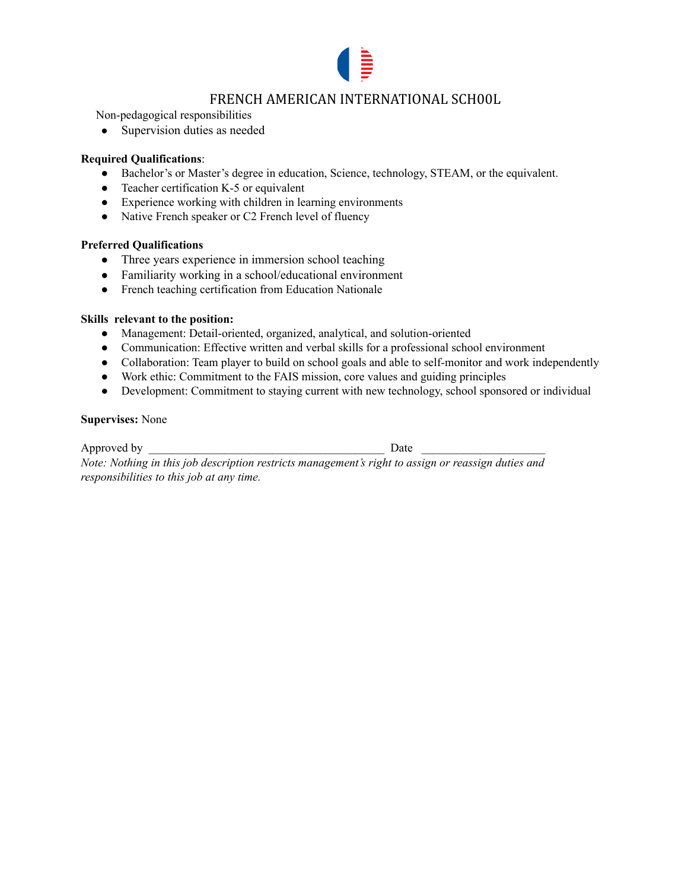FRENCH AMERICAN INTERNATIONAL SCHOOL

Non-pedagogical responsibilities

- Supervision duties as needed

**Required Qualifications**:

- Bachelor's or Master's degree in education, Science, technology, STEAM, or the equivalent.
- Teacher certification K-5 or equivalent
- Experience working with children in learning environments
- Native French speaker or C2 French level of fluency

**Preferred Qualifications**

- Three years experience in immersion school teaching
- Familiarity working in a school/educational environment
- French teaching certification from Education Nationale

**Skills relevant to the position:**

- Management: Detail-oriented, organized, analytical, and solution-oriented
- Communication: Effective written and verbal skills for a professional school environment
- Collaboration: Team player to build on school goals and able to self-monitor and work independently
- Work ethic: Commitment to the FAIS mission, core values and guiding principles
- Development: Commitment to staying current with new technology, school sponsored or individual

**Supervises:** None

Approved by ________________________________________ Date _____________________

*Note: Nothing in this job description restricts management's right to assign or reassign duties and responsibilities to this job at any time.*